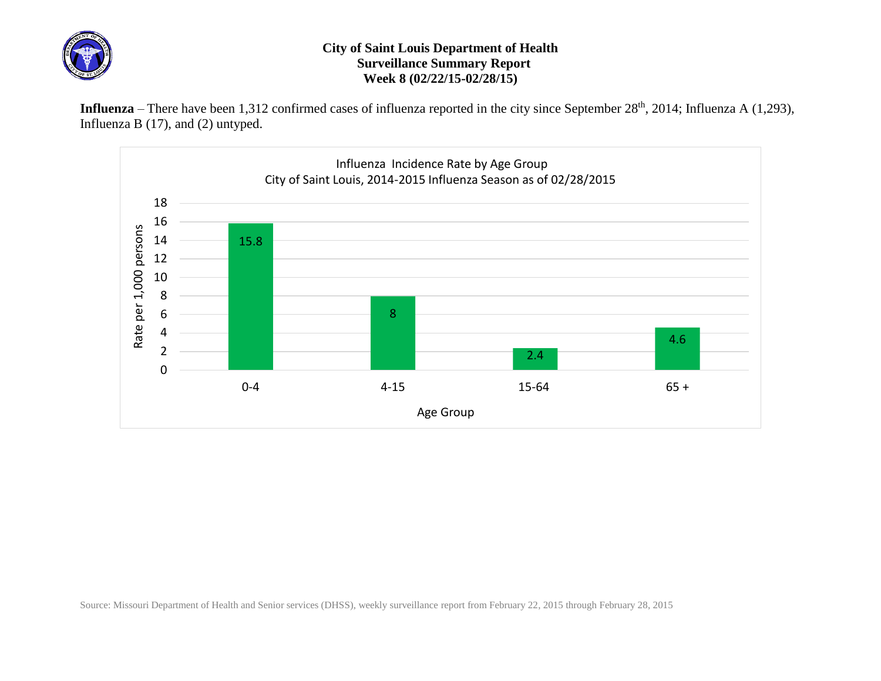# City of Saint Louis Department of Health
## Surveillance Summary Report
### Week 8 (02/22/15-02/28/15)

**Influenza** – There have been 1,312 confirmed cases of influenza reported in the city since September 28th, 2014; Influenza A (1,293), Influenza B (17), and (2) untyped.

Influenza Incidence Rate by Age Group
City of Saint Louis, 2014-2015 Influenza Season as of 02/28/2015

| Age Group | Rate per 1,000 persons |
| --- | --- |
| 0-4 | 15.8 |
| 4-15 | 8 |
| 15-64 | 2.4 |
| 65 + | 4.6 |

Source: Missouri Department of Health and Senior services (DHSS), weekly surveillance report from February 22, 2015 through February 28, 2015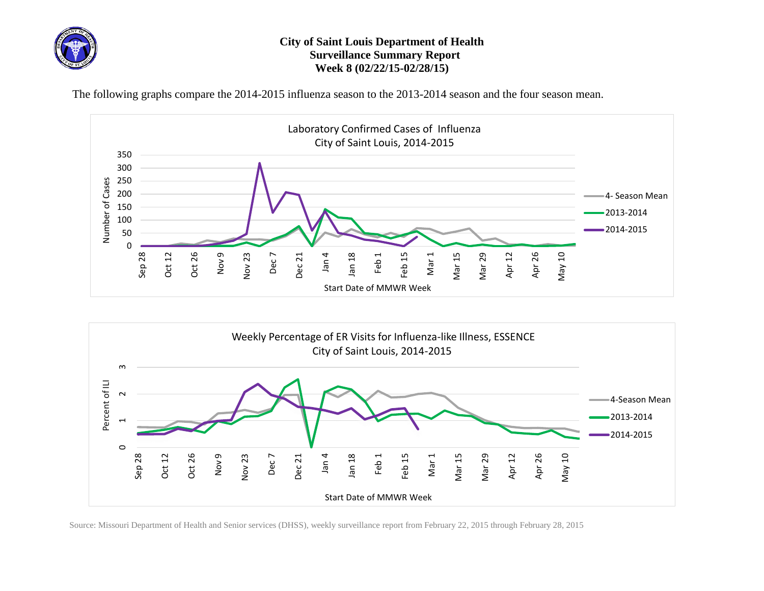# City of Saint Louis Department of Health
## Surveillance Summary Report
## Week 8 (02/22/15-02/28/15)

The following graphs compare the 2014-2015 influenza season to the 2013-2014 season and the four season mean.

Laboratory Confirmed Cases of Influenza
City of Saint Louis, 2014-2015

Number of Cases

350
300
250
200
150
100
50
0

Sep 28
Oct 12
Oct 26
Nov 9
Nov 23
Dec 7
Dec 21
Jan 4
Jan 18
Feb 1
Feb 15
Mar 1
Mar 15
Mar 29
Apr 12
Apr 26
May 10

Start Date of MMWR Week

4- Season Mean
2013-2014
2014-2015

Weekly Percentage of ER Visits for Influenza-like Illness, ESSENCE
City of Saint Louis, 2014-2015

Percent of ILI

3
2
1
0

Sep 28
Oct 12
Oct 26
Nov 9
Nov 23
Dec 7
Dec 21
Jan 4
Jan 18
Feb 1
Feb 15
Mar 1
Mar 15
Mar 29
Apr 12
Apr 26
May 10

Start Date of MMWR Week

4-Season Mean
2013-2014
2014-2015

Source: Missouri Department of Health and Senior services (DHSS), weekly surveillance report from February 22, 2015 through February 28, 2015